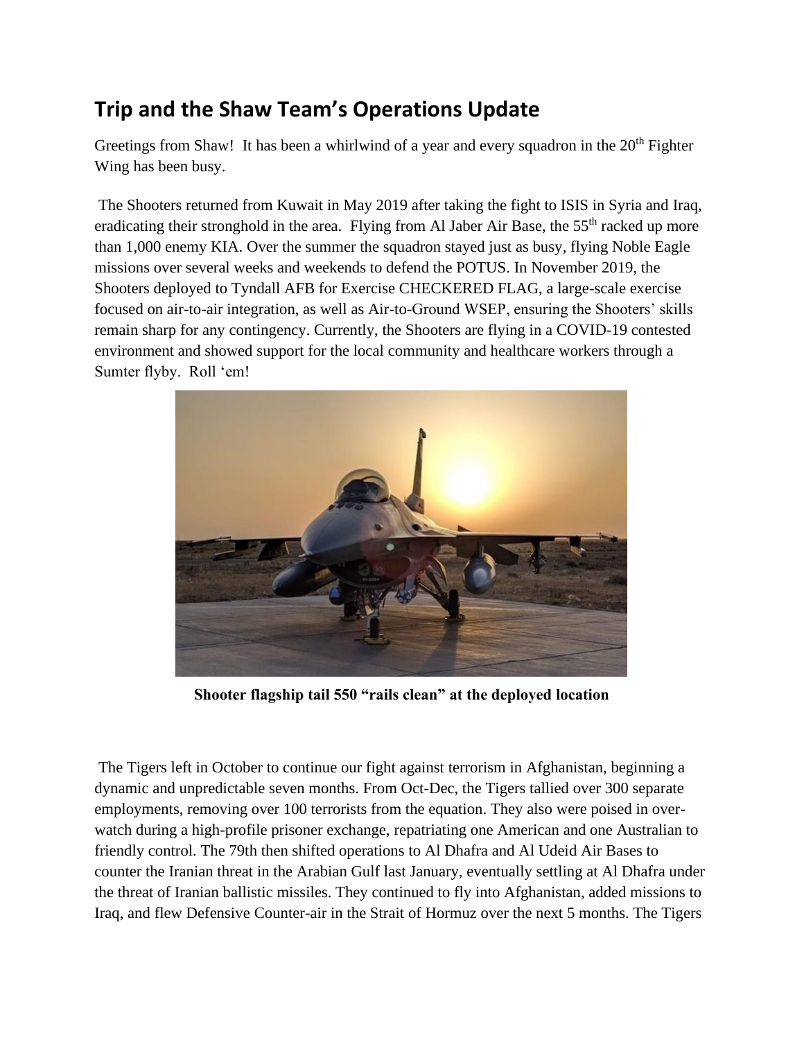## Trip and the Shaw Team's Operations Update

Greetings from Shaw! It has been a whirlwind of a year and every squadron in the 20th Fighter Wing has been busy.

The Shooters returned from Kuwait in May 2019 after taking the fight to ISIS in Syria and Iraq, eradicating their stronghold in the area. Flying from Al Jaber Air Base, the 55th racked up more than 1,000 enemy KIA. Over the summer the squadron stayed just as busy, flying Noble Eagle missions over several weeks and weekends to defend the POTUS. In November 2019, the Shooters deployed to Tyndall AFB for Exercise CHECKERED FLAG, a large-scale exercise focused on air-to-air integration, as well as Air-to-Ground WSEP, ensuring the Shooters' skills remain sharp for any contingency. Currently, the Shooters are flying in a COVID-19 contested environment and showed support for the local community and healthcare workers through a Sumter flyby. Roll 'em!

**Shooter flagship tail 550 "rails clean" at the deployed location**

The Tigers left in October to continue our fight against terrorism in Afghanistan, beginning a dynamic and unpredictable seven months. From Oct-Dec, the Tigers tallied over 300 separate employments, removing over 100 terrorists from the equation. They also were poised in over-watch during a high-profile prisoner exchange, repatriating one American and one Australian to friendly control. The 79th then shifted operations to Al Dhafra and Al Udeid Air Bases to counter the Iranian threat in the Arabian Gulf last January, eventually settling at Al Dhafra under the threat of Iranian ballistic missiles. They continued to fly into Afghanistan, added missions to Iraq, and flew Defensive Counter-air in the Strait of Hormuz over the next 5 months. The Tigers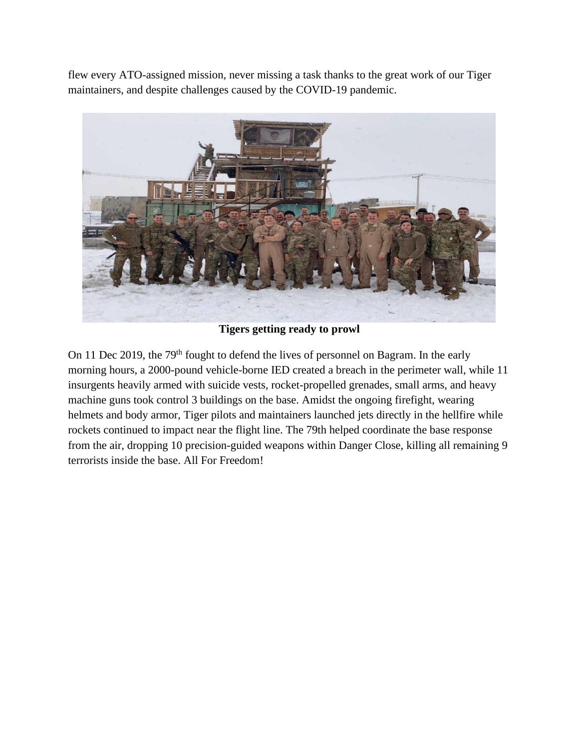flew every ATO-assigned mission, never missing a task thanks to the great work of our Tiger maintainers, and despite challenges caused by the COVID-19 pandemic.

**Tigers getting ready to prowl**

On 11 Dec 2019, the 79th fought to defend the lives of personnel on Bagram. In the early morning hours, a 2000-pound vehicle-borne IED created a breach in the perimeter wall, while 11 insurgents heavily armed with suicide vests, rocket-propelled grenades, small arms, and heavy machine guns took control 3 buildings on the base. Amidst the ongoing firefight, wearing helmets and body armor, Tiger pilots and maintainers launched jets directly in the hellfire while rockets continued to impact near the flight line. The 79th helped coordinate the base response from the air, dropping 10 precision-guided weapons within Danger Close, killing all remaining 9 terrorists inside the base. All For Freedom!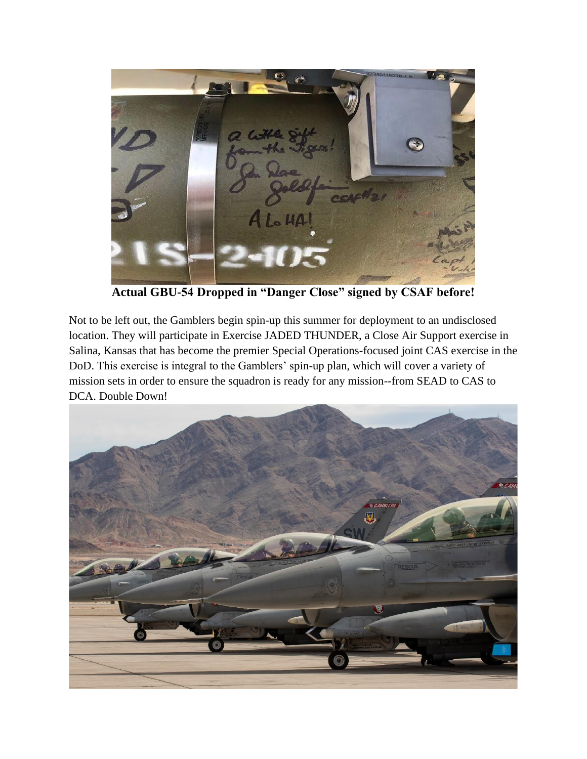**Actual GBU-54 Dropped in "Danger Close" signed by CSAF before!**

Not to be left out, the Gamblers begin spin-up this summer for deployment to an undisclosed location. They will participate in Exercise JADED THUNDER, a Close Air Support exercise in Salina, Kansas that has become the premier Special Operations-focused joint CAS exercise in the DoD. This exercise is integral to the Gamblers' spin-up plan, which will cover a variety of mission sets in order to ensure the squadron is ready for any mission--from SEAD to CAS to DCA. Double Down!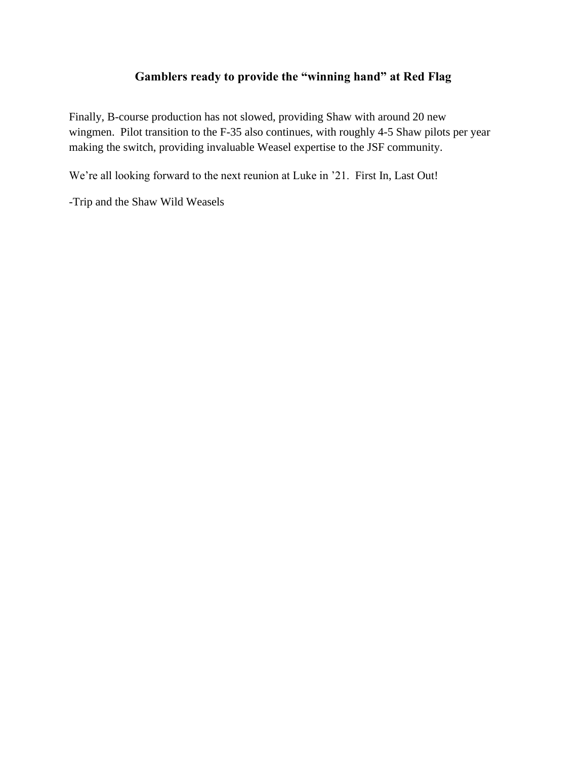## Gamblers ready to provide the "winning hand" at Red Flag

Finally, B-course production has not slowed, providing Shaw with around 20 new wingmen. Pilot transition to the F-35 also continues, with roughly 4-5 Shaw pilots per year making the switch, providing invaluable Weasel expertise to the JSF community.

We're all looking forward to the next reunion at Luke in '21. First In, Last Out!

-Trip and the Shaw Wild Weasels